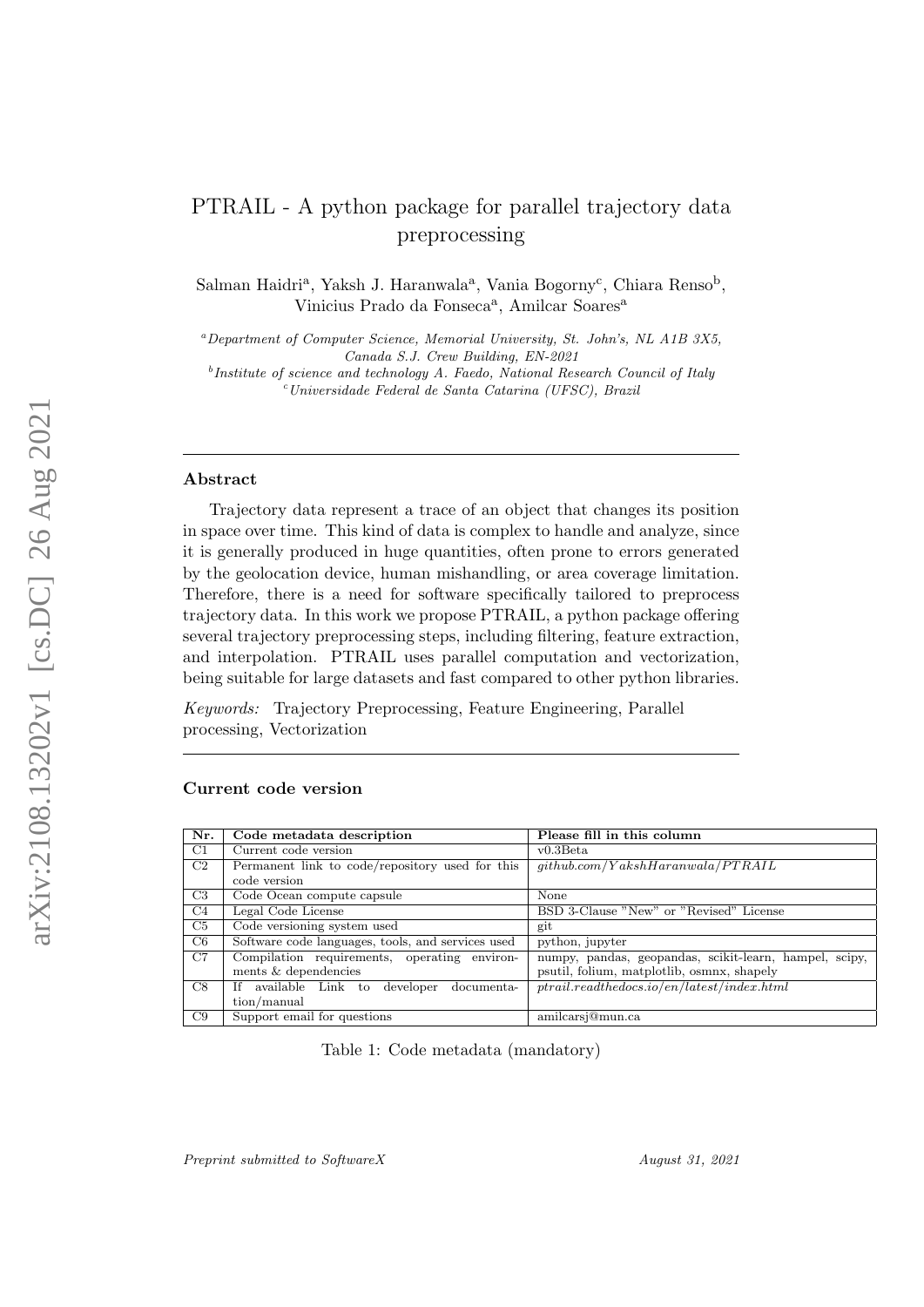# PTRAIL - A python package for parallel trajectory data preprocessing

Salman Haidri[a], Yaksh J. Haranwala[a], Vania Bogorny[c], Chiara Renso[b], Vinicius Prado da Fonseca[a], Amilcar Soares[a]

[a] *Department of Computer Science, Memorial University, St. John's, NL A1B 3X5, Canada S.J. Crew Building, EN-2021*

[b] *Institute of science and technology A. Faedo, National Research Council of Italy*

[c] *Universidade Federal de Santa Catarina (UFSC), Brazil*

---

## Abstract

Trajectory data represent a trace of an object that changes its position in space over time. This kind of data is complex to handle and analyze, since it is generally produced in huge quantities, often prone to errors generated by the geolocation device, human mishandling, or area coverage limitation. Therefore, there is a need for software specifically tailored to preprocess trajectory data. In this work we propose PTRAIL, a python package offering several trajectory preprocessing steps, including filtering, feature extraction, and interpolation. PTRAIL uses parallel computation and vectorization, being suitable for large datasets and fast compared to other python libraries.

*Keywords:* Trajectory Preprocessing, Feature Engineering, Parallel processing, Vectorization

---

## Current code version

| Nr. | Code metadata description | Please fill in this column |
|---|---|---|
| C1 | Current code version | v0.3Beta |
| C2 | Permanent link to code/repository used for this code version | *github.com/YakshHaranwala/PTRAIL* |
| C3 | Code Ocean compute capsule | None |
| C4 | Legal Code License | BSD 3-Clause "New" or "Revised" License |
| C5 | Code versioning system used | git |
| C6 | Software code languages, tools, and services used | python, jupyter |
| C7 | Compilation requirements, operating environments & dependencies | numpy, pandas, geopandas, scikit-learn, hampel, scipy, psutil, folium, matplotlib, osmnx, shapely |
| C8 | If available Link to developer documentation/manual | *ptrail.readthedocs.io/en/latest/index.html* |
| C9 | Support email for questions | amilcarsj@mun.ca |

Table 1: Code metadata (mandatory)

*Preprint submitted to SoftwareX* *August 31, 2021*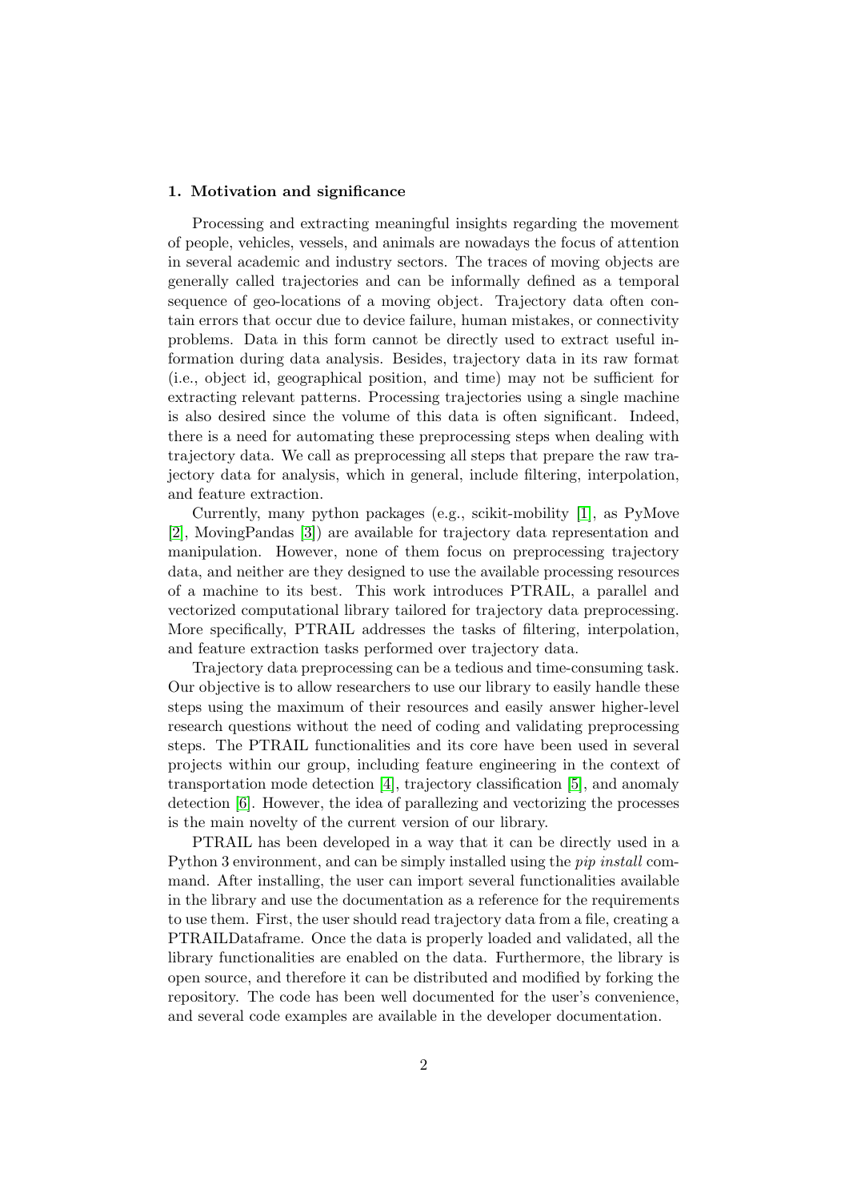## 1. Motivation and significance

Processing and extracting meaningful insights regarding the movement of people, vehicles, vessels, and animals are nowadays the focus of attention in several academic and industry sectors. The traces of moving objects are generally called trajectories and can be informally defined as a temporal sequence of geo-locations of a moving object. Trajectory data often contain errors that occur due to device failure, human mistakes, or connectivity problems. Data in this form cannot be directly used to extract useful information during data analysis. Besides, trajectory data in its raw format (i.e., object id, geographical position, and time) may not be sufficient for extracting relevant patterns. Processing trajectories using a single machine is also desired since the volume of this data is often significant. Indeed, there is a need for automating these preprocessing steps when dealing with trajectory data. We call as preprocessing all steps that prepare the raw trajectory data for analysis, which in general, include filtering, interpolation, and feature extraction.

Currently, many python packages (e.g., scikit-mobility [1], as PyMove [2], MovingPandas [3]) are available for trajectory data representation and manipulation. However, none of them focus on preprocessing trajectory data, and neither are they designed to use the available processing resources of a machine to its best. This work introduces PTRAIL, a parallel and vectorized computational library tailored for trajectory data preprocessing. More specifically, PTRAIL addresses the tasks of filtering, interpolation, and feature extraction tasks performed over trajectory data.

Trajectory data preprocessing can be a tedious and time-consuming task. Our objective is to allow researchers to use our library to easily handle these steps using the maximum of their resources and easily answer higher-level research questions without the need of coding and validating preprocessing steps. The PTRAIL functionalities and its core have been used in several projects within our group, including feature engineering in the context of transportation mode detection [4], trajectory classification [5], and anomaly detection [6]. However, the idea of parallezing and vectorizing the processes is the main novelty of the current version of our library.

PTRAIL has been developed in a way that it can be directly used in a Python 3 environment, and can be simply installed using the *pip install* command. After installing, the user can import several functionalities available in the library and use the documentation as a reference for the requirements to use them. First, the user should read trajectory data from a file, creating a PTRAILDataframe. Once the data is properly loaded and validated, all the library functionalities are enabled on the data. Furthermore, the library is open source, and therefore it can be distributed and modified by forking the repository. The code has been well documented for the user's convenience, and several code examples are available in the developer documentation.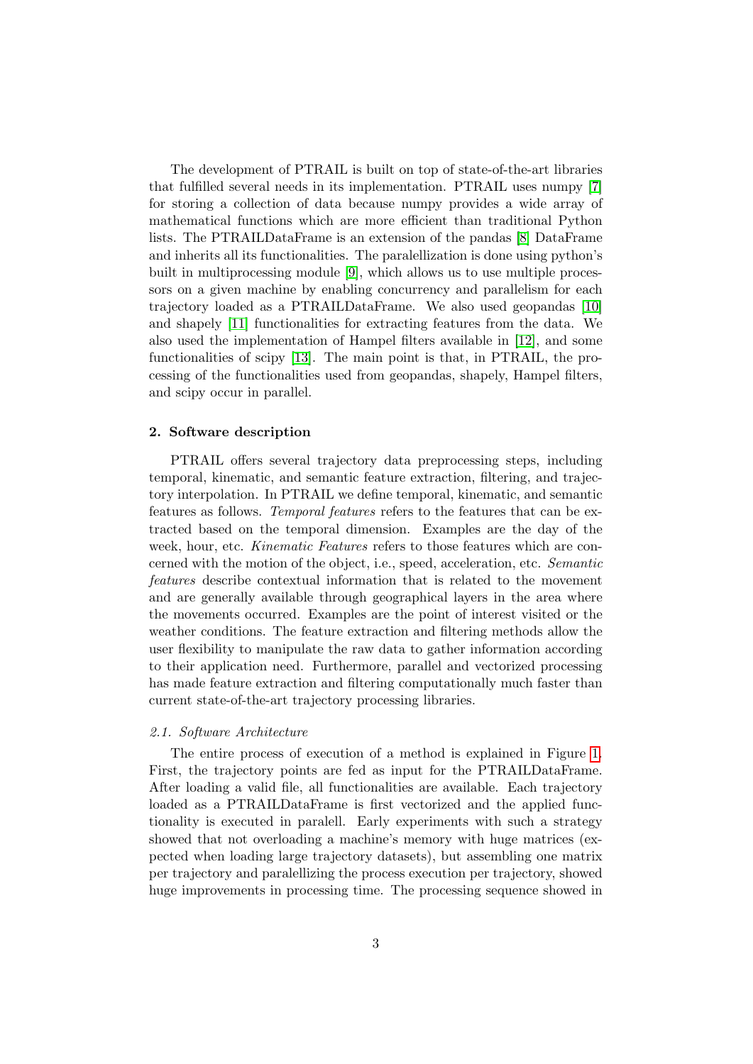The development of PTRAIL is built on top of state-of-the-art libraries that fulfilled several needs in its implementation. PTRAIL uses numpy [7] for storing a collection of data because numpy provides a wide array of mathematical functions which are more efficient than traditional Python lists. The PTRAILDataFrame is an extension of the pandas [8] DataFrame and inherits all its functionalities. The paralellization is done using python's built in multiprocessing module [9], which allows us to use multiple processors on a given machine by enabling concurrency and parallelism for each trajectory loaded as a PTRAILDataFrame. We also used geopandas [10] and shapely [11] functionalities for extracting features from the data. We also used the implementation of Hampel filters available in [12], and some functionalities of scipy [13]. The main point is that, in PTRAIL, the processing of the functionalities used from geopandas, shapely, Hampel filters, and scipy occur in parallel.

## 2. Software description

PTRAIL offers several trajectory data preprocessing steps, including temporal, kinematic, and semantic feature extraction, filtering, and trajectory interpolation. In PTRAIL we define temporal, kinematic, and semantic features as follows. *Temporal features* refers to the features that can be extracted based on the temporal dimension. Examples are the day of the week, hour, etc. *Kinematic Features* refers to those features which are concerned with the motion of the object, i.e., speed, acceleration, etc. *Semantic features* describe contextual information that is related to the movement and are generally available through geographical layers in the area where the movements occurred. Examples are the point of interest visited or the weather conditions. The feature extraction and filtering methods allow the user flexibility to manipulate the raw data to gather information according to their application need. Furthermore, parallel and vectorized processing has made feature extraction and filtering computationally much faster than current state-of-the-art trajectory processing libraries.

### *2.1. Software Architecture*

The entire process of execution of a method is explained in Figure 1. First, the trajectory points are fed as input for the PTRAILDataFrame. After loading a valid file, all functionalities are available. Each trajectory loaded as a PTRAILDataFrame is first vectorized and the applied functionality is executed in paralell. Early experiments with such a strategy showed that not overloading a machine's memory with huge matrices (expected when loading large trajectory datasets), but assembling one matrix per trajectory and paralellizing the process execution per trajectory, showed huge improvements in processing time. The processing sequence showed in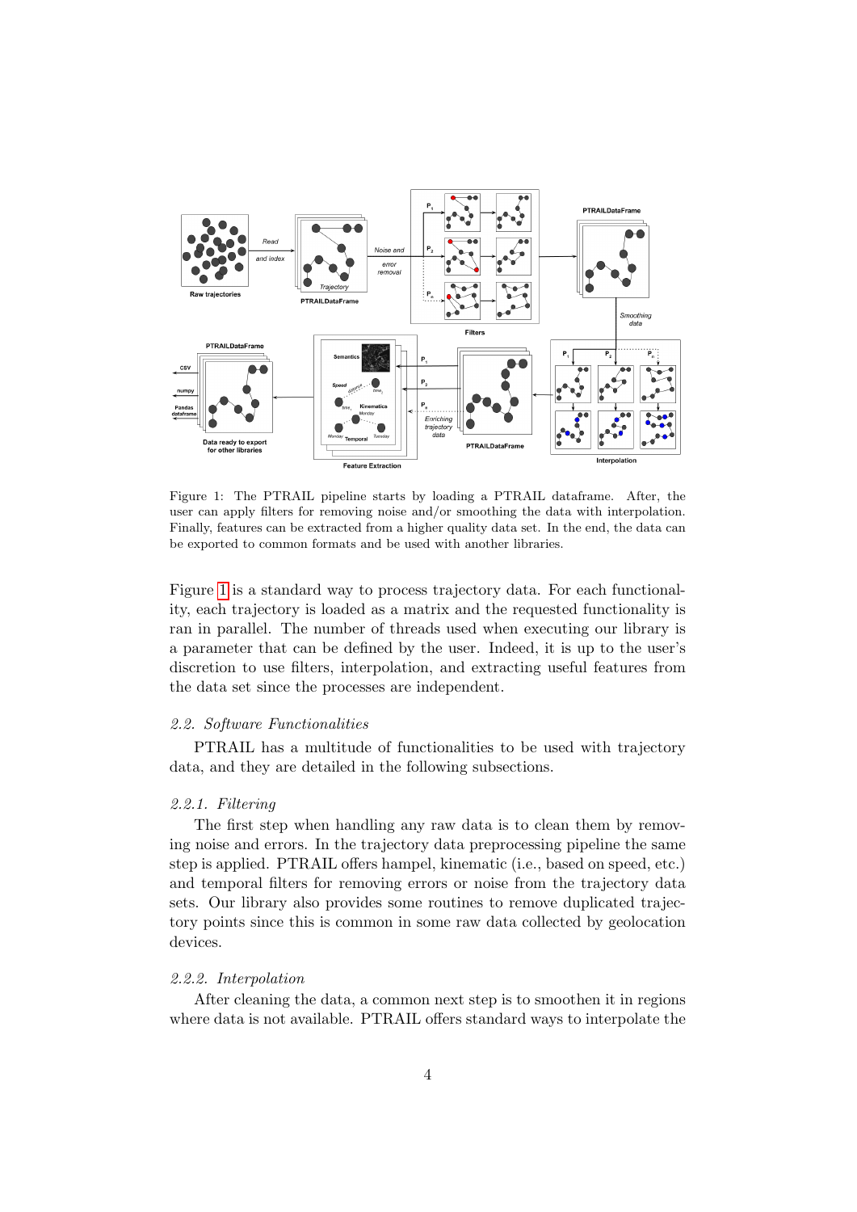Figure 1: The PTRAIL pipeline starts by loading a PTRAIL dataframe. After, the user can apply filters for removing noise and/or smoothing the data with interpolation. Finally, features can be extracted from a higher quality data set. In the end, the data can be exported to common formats and be used with another libraries.

Figure 1 is a standard way to process trajectory data. For each functionality, each trajectory is loaded as a matrix and the requested functionality is ran in parallel. The number of threads used when executing our library is a parameter that can be defined by the user. Indeed, it is up to the user's discretion to use filters, interpolation, and extracting useful features from the data set since the processes are independent.

### *2.2. Software Functionalities*

PTRAIL has a multitude of functionalities to be used with trajectory data, and they are detailed in the following subsections.

#### *2.2.1. Filtering*

The first step when handling any raw data is to clean them by removing noise and errors. In the trajectory data preprocessing pipeline the same step is applied. PTRAIL offers hampel, kinematic (i.e., based on speed, etc.) and temporal filters for removing errors or noise from the trajectory data sets. Our library also provides some routines to remove duplicated trajectory points since this is common in some raw data collected by geolocation devices.

#### *2.2.2. Interpolation*

After cleaning the data, a common next step is to smoothen it in regions where data is not available. PTRAIL offers standard ways to interpolate the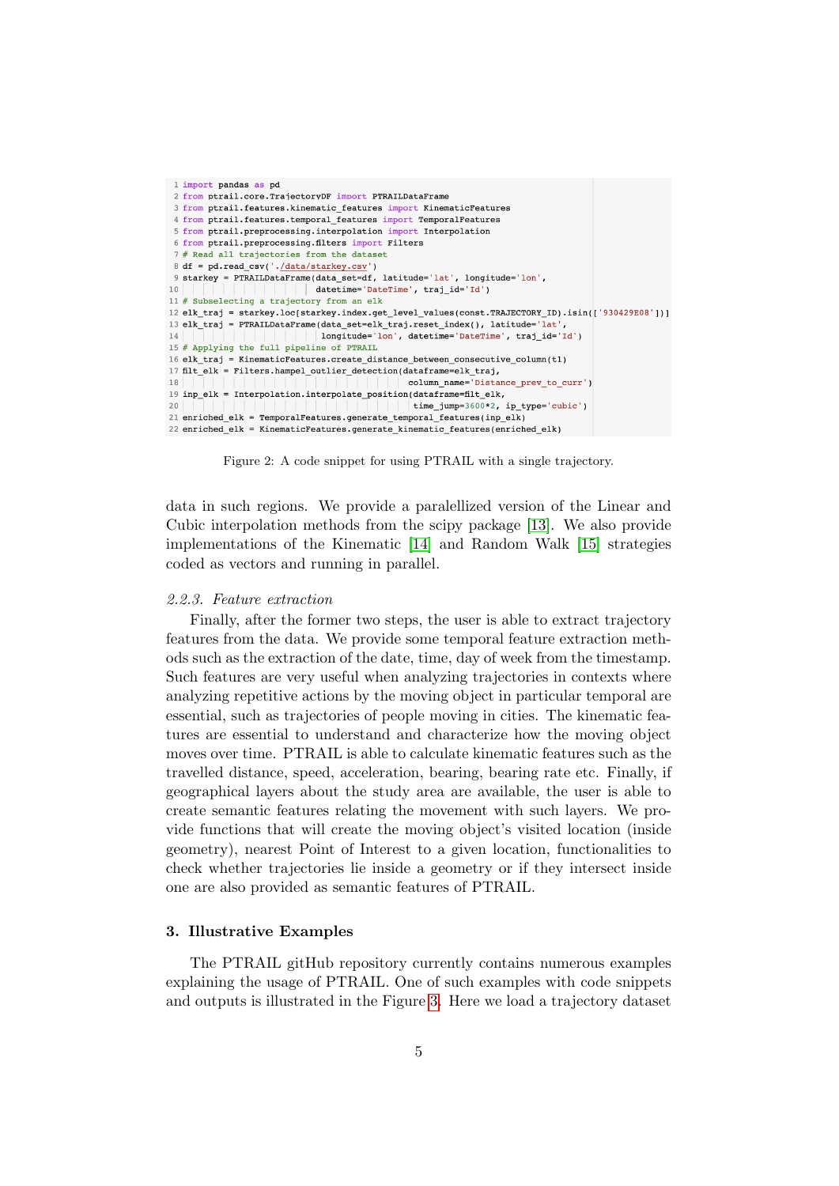```python
import pandas as pd
from ptrail.core.TrajectoryDF import PTRAILDataFrame
from ptrail.features.kinematic_features import KinematicFeatures
from ptrail.features.temporal_features import TemporalFeatures
from ptrail.preprocessing.interpolation import Interpolation
from ptrail.preprocessing.filters import Filters
# Read all trajectories from the dataset
df = pd.read_csv('./data/starkey.csv')
starkey = PTRAILDataFrame(data_set=df, latitude='lat', longitude='lon',
                          datetime='DateTime', traj_id='Id')
# Subselecting a trajectory from an elk
elk_traj = starkey.loc[starkey.index.get_level_values(const.TRAJECTORY_ID).isin(['930429E08'])]
elk_traj = PTRAILDataFrame(data_set=elk_traj.reset_index(), latitude='lat',
                           longitude='lon', datetime='DateTime', traj_id='Id')
# Applying the full pipeline of PTRAIL
elk_traj = KinematicFeatures.create_distance_between_consecutive_column(t1)
filt_elk = Filters.hampel_outlier_detection(dataframe=elk_traj,
                                            column_name='Distance_prev_to_curr')
inp_elk = Interpolation.interpolate_position(dataframe=filt_elk,
                                             time_jump=3600*2, ip_type='cubic')
enriched_elk = TemporalFeatures.generate_temporal_features(inp_elk)
enriched_elk = KinematicFeatures.generate_kinematic_features(enriched_elk)
```

Figure 2: A code snippet for using PTRAIL with a single trajectory.

data in such regions. We provide a paralellized version of the Linear and Cubic interpolation methods from the scipy package [13]. We also provide implementations of the Kinematic [14] and Random Walk [15] strategies coded as vectors and running in parallel.

### 2.2.3. Feature extraction

Finally, after the former two steps, the user is able to extract trajectory features from the data. We provide some temporal feature extraction methods such as the extraction of the date, time, day of week from the timestamp. Such features are very useful when analyzing trajectories in contexts where analyzing repetitive actions by the moving object in particular temporal are essential, such as trajectories of people moving in cities. The kinematic features are essential to understand and characterize how the moving object moves over time. PTRAIL is able to calculate kinematic features such as the travelled distance, speed, acceleration, bearing, bearing rate etc. Finally, if geographical layers about the study area are available, the user is able to create semantic features relating the movement with such layers. We provide functions that will create the moving object's visited location (inside geometry), nearest Point of Interest to a given location, functionalities to check whether trajectories lie inside a geometry or if they intersect inside one are also provided as semantic features of PTRAIL.

## 3. Illustrative Examples

The PTRAIL gitHub repository currently contains numerous examples explaining the usage of PTRAIL. One of such examples with code snippets and outputs is illustrated in the Figure 3. Here we load a trajectory dataset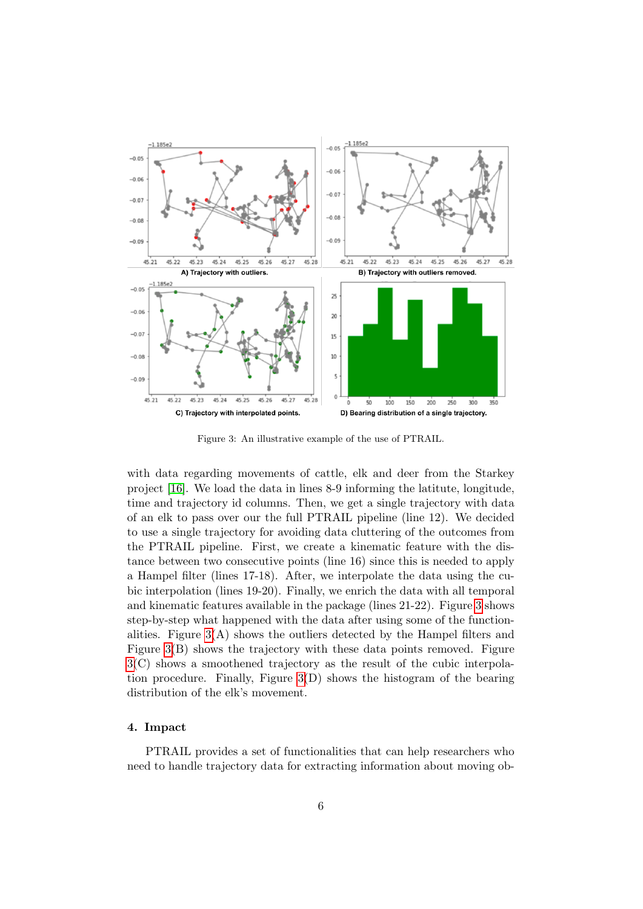Figure 3: An illustrative example of the use of PTRAIL.

with data regarding movements of cattle, elk and deer from the Starkey project [16]. We load the data in lines 8-9 informing the latitute, longitude, time and trajectory id columns. Then, we get a single trajectory with data of an elk to pass over our the full PTRAIL pipeline (line 12). We decided to use a single trajectory for avoiding data cluttering of the outcomes from the PTRAIL pipeline. First, we create a kinematic feature with the distance between two consecutive points (line 16) since this is needed to apply a Hampel filter (lines 17-18). After, we interpolate the data using the cubic interpolation (lines 19-20). Finally, we enrich the data with all temporal and kinematic features available in the package (lines 21-22). Figure 3 shows step-by-step what happened with the data after using some of the functionalities. Figure 3(A) shows the outliers detected by the Hampel filters and Figure 3(B) shows the trajectory with these data points removed. Figure 3(C) shows a smoothened trajectory as the result of the cubic interpolation procedure. Finally, Figure 3(D) shows the histogram of the bearing distribution of the elk's movement.

## 4. Impact

PTRAIL provides a set of functionalities that can help researchers who need to handle trajectory data for extracting information about moving ob-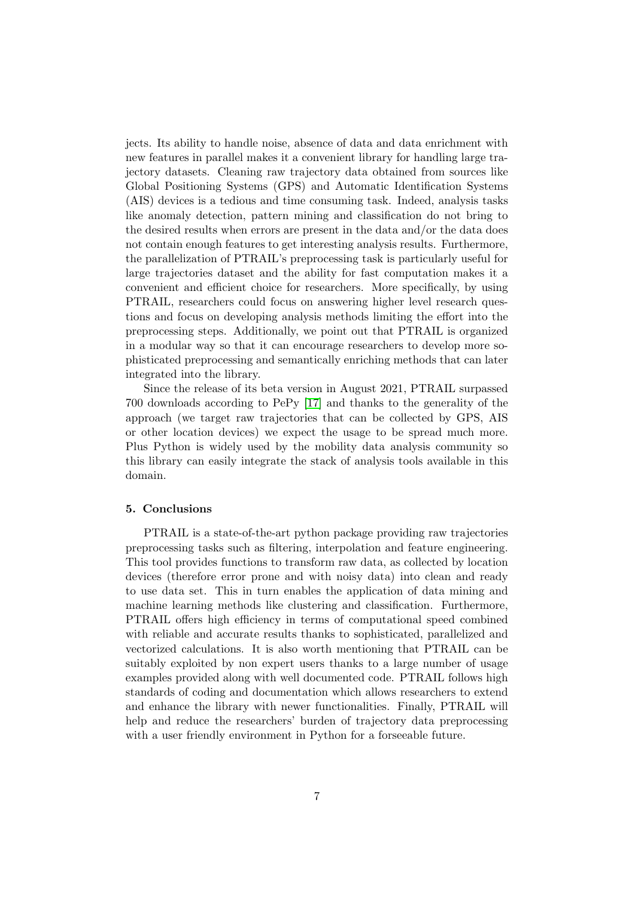jects. Its ability to handle noise, absence of data and data enrichment with new features in parallel makes it a convenient library for handling large trajectory datasets. Cleaning raw trajectory data obtained from sources like Global Positioning Systems (GPS) and Automatic Identification Systems (AIS) devices is a tedious and time consuming task. Indeed, analysis tasks like anomaly detection, pattern mining and classification do not bring to the desired results when errors are present in the data and/or the data does not contain enough features to get interesting analysis results. Furthermore, the parallelization of PTRAIL's preprocessing task is particularly useful for large trajectories dataset and the ability for fast computation makes it a convenient and efficient choice for researchers. More specifically, by using PTRAIL, researchers could focus on answering higher level research questions and focus on developing analysis methods limiting the effort into the preprocessing steps. Additionally, we point out that PTRAIL is organized in a modular way so that it can encourage researchers to develop more sophisticated preprocessing and semantically enriching methods that can later integrated into the library.

Since the release of its beta version in August 2021, PTRAIL surpassed 700 downloads according to PePy [17] and thanks to the generality of the approach (we target raw trajectories that can be collected by GPS, AIS or other location devices) we expect the usage to be spread much more. Plus Python is widely used by the mobility data analysis community so this library can easily integrate the stack of analysis tools available in this domain.

## 5. Conclusions

PTRAIL is a state-of-the-art python package providing raw trajectories preprocessing tasks such as filtering, interpolation and feature engineering. This tool provides functions to transform raw data, as collected by location devices (therefore error prone and with noisy data) into clean and ready to use data set. This in turn enables the application of data mining and machine learning methods like clustering and classification. Furthermore, PTRAIL offers high efficiency in terms of computational speed combined with reliable and accurate results thanks to sophisticated, parallelized and vectorized calculations. It is also worth mentioning that PTRAIL can be suitably exploited by non expert users thanks to a large number of usage examples provided along with well documented code. PTRAIL follows high standards of coding and documentation which allows researchers to extend and enhance the library with newer functionalities. Finally, PTRAIL will help and reduce the researchers' burden of trajectory data preprocessing with a user friendly environment in Python for a forseeable future.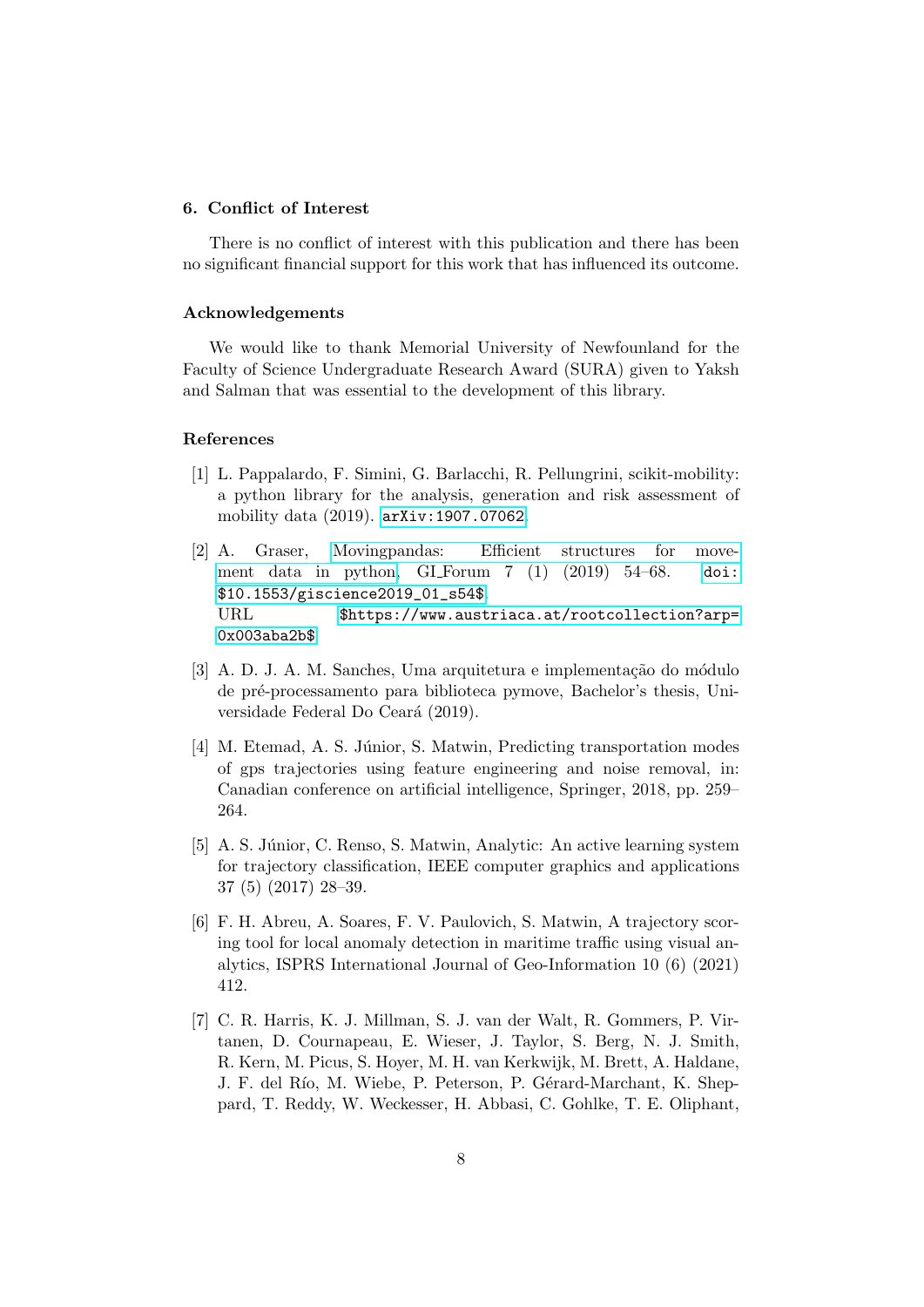## 6. Conflict of Interest

There is no conflict of interest with this publication and there has been no significant financial support for this work that has influenced its outcome.

## Acknowledgements

We would like to thank Memorial University of Newfounland for the Faculty of Science Undergraduate Research Award (SURA) given to Yaksh and Salman that was essential to the development of this library.

## References

[1] L. Pappalardo, F. Simini, G. Barlacchi, R. Pellungrini, scikit-mobility: a python library for the analysis, generation and risk assessment of mobility data (2019). `arXiv:1907.07062`.

[2] A. Graser, Movingpandas: Efficient structures for movement data in python, GI_Forum 7 (1) (2019) 54–68. `doi:$10.1553/giscience2019_01_s54$`. URL `$https://www.austriaca.at/rootcollection?arp=0x003aba2b$`

[3] A. D. J. A. M. Sanches, Uma arquitetura e implementação do módulo de pré-processamento para biblioteca pymove, Bachelor's thesis, Universidade Federal Do Ceará (2019).

[4] M. Etemad, A. S. Júnior, S. Matwin, Predicting transportation modes of gps trajectories using feature engineering and noise removal, in: Canadian conference on artificial intelligence, Springer, 2018, pp. 259–264.

[5] A. S. Júnior, C. Renso, S. Matwin, Analytic: An active learning system for trajectory classification, IEEE computer graphics and applications 37 (5) (2017) 28–39.

[6] F. H. Abreu, A. Soares, F. V. Paulovich, S. Matwin, A trajectory scoring tool for local anomaly detection in maritime traffic using visual analytics, ISPRS International Journal of Geo-Information 10 (6) (2021) 412.

[7] C. R. Harris, K. J. Millman, S. J. van der Walt, R. Gommers, P. Virtanen, D. Cournapeau, E. Wieser, J. Taylor, S. Berg, N. J. Smith, R. Kern, M. Picus, S. Hoyer, M. H. van Kerkwijk, M. Brett, A. Haldane, J. F. del Río, M. Wiebe, P. Peterson, P. Gérard-Marchant, K. Sheppard, T. Reddy, W. Weckesser, H. Abbasi, C. Gohlke, T. E. Oliphant,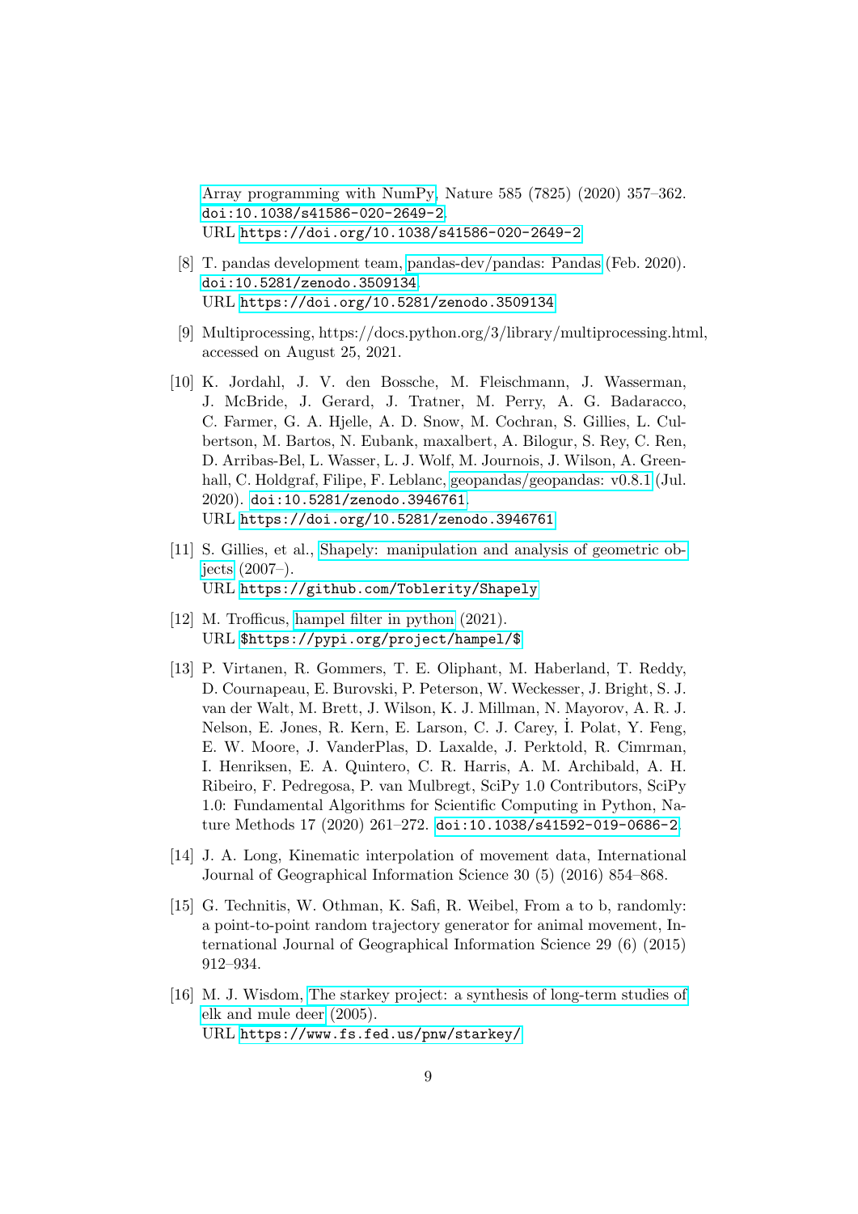Array programming with NumPy, Nature 585 (7825) (2020) 357–362. doi:10.1038/s41586-020-2649-2.
URL https://doi.org/10.1038/s41586-020-2649-2

[8] T. pandas development team, pandas-dev/pandas: Pandas (Feb. 2020). doi:10.5281/zenodo.3509134.
URL https://doi.org/10.5281/zenodo.3509134

[9] Multiprocessing, https://docs.python.org/3/library/multiprocessing.html, accessed on August 25, 2021.

[10] K. Jordahl, J. V. den Bossche, M. Fleischmann, J. Wasserman, J. McBride, J. Gerard, J. Tratner, M. Perry, A. G. Badaracco, C. Farmer, G. A. Hjelle, A. D. Snow, M. Cochran, S. Gillies, L. Culbertson, M. Bartos, N. Eubank, maxalbert, A. Bilogur, S. Rey, C. Ren, D. Arribas-Bel, L. Wasser, L. J. Wolf, M. Journois, J. Wilson, A. Greenhall, C. Holdgraf, Filipe, F. Leblanc, geopandas/geopandas: v0.8.1 (Jul. 2020). doi:10.5281/zenodo.3946761.
URL https://doi.org/10.5281/zenodo.3946761

[11] S. Gillies, et al., Shapely: manipulation and analysis of geometric objects (2007–).
URL https://github.com/Toblerity/Shapely

[12] M. Trofficus, hampel filter in python (2021).
URL $https://pypi.org/project/hampel/$

[13] P. Virtanen, R. Gommers, T. E. Oliphant, M. Haberland, T. Reddy, D. Cournapeau, E. Burovski, P. Peterson, W. Weckesser, J. Bright, S. J. van der Walt, M. Brett, J. Wilson, K. J. Millman, N. Mayorov, A. R. J. Nelson, E. Jones, R. Kern, E. Larson, C. J. Carey, İ. Polat, Y. Feng, E. W. Moore, J. VanderPlas, D. Laxalde, J. Perktold, R. Cimrman, I. Henriksen, E. A. Quintero, C. R. Harris, A. M. Archibald, A. H. Ribeiro, F. Pedregosa, P. van Mulbregt, SciPy 1.0 Contributors, SciPy 1.0: Fundamental Algorithms for Scientific Computing in Python, Nature Methods 17 (2020) 261–272. doi:10.1038/s41592-019-0686-2.

[14] J. A. Long, Kinematic interpolation of movement data, International Journal of Geographical Information Science 30 (5) (2016) 854–868.

[15] G. Technitis, W. Othman, K. Safi, R. Weibel, From a to b, randomly: a point-to-point random trajectory generator for animal movement, International Journal of Geographical Information Science 29 (6) (2015) 912–934.

[16] M. J. Wisdom, The starkey project: a synthesis of long-term studies of elk and mule deer (2005).
URL https://www.fs.fed.us/pnw/starkey/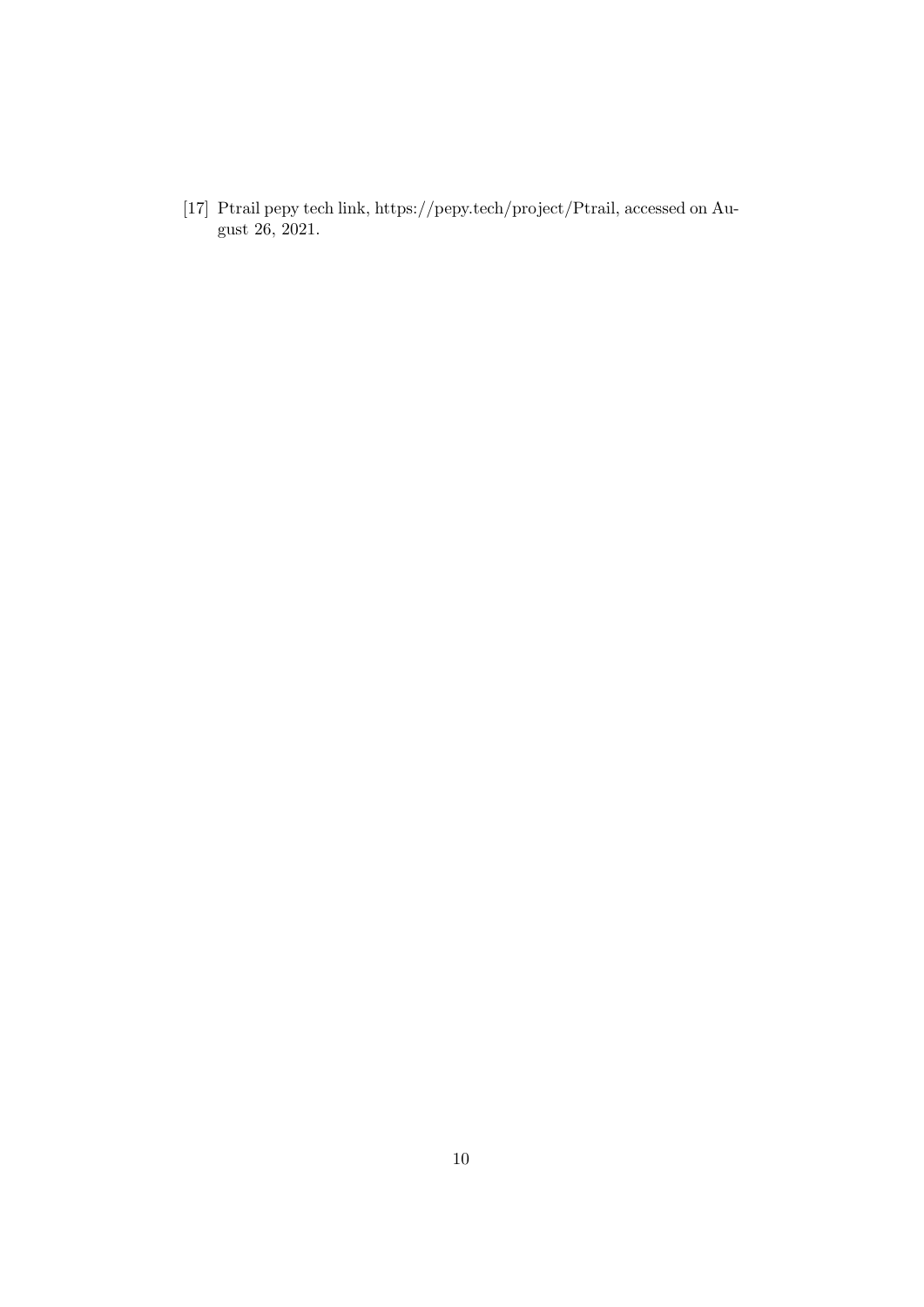[17] Ptrail pepy tech link, https://pepy.tech/project/Ptrail, accessed on August 26, 2021.